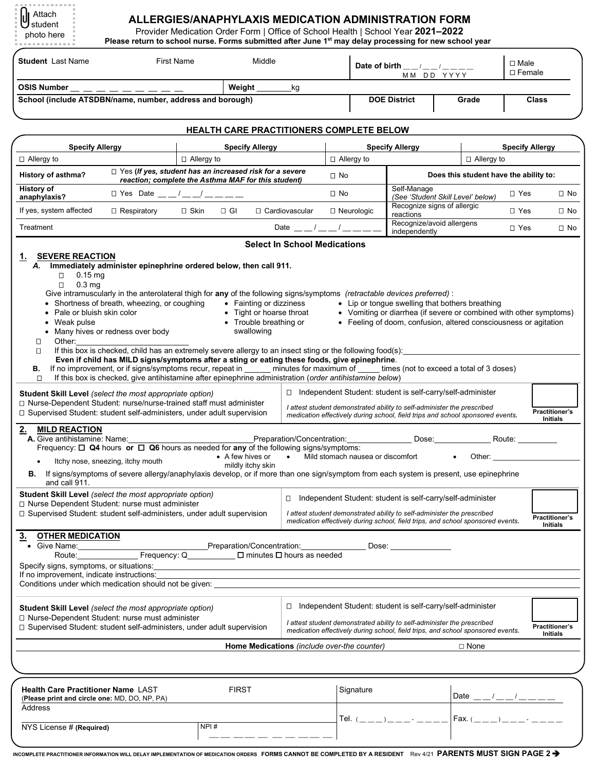Attach student photo here

# ALLERGIES/ANAPHYLAXIS MEDICATION ADMINISTRATION FORM

Provider Medication Order Form | Office of School Health | School Year **2021–2022**

**Please return to school nurse. Forms submitted after June 1st may delay processing for new school year**

| **Student** Last Name | First Name | Middle | **Date of birth** __ __ / __ __ / __ __ __ __ (MM DD YYYY) | ☐ Male ☐ Female |
|---|---|---|---|---|
| **OSIS Number** __ __ __ __ __ __ __ __ __ | **Weight** ________kg | | | |
| **School (include ATSDBN/name, number, address and borough)** | | | **DOE District** | **Grade** | **Class** |

## HEALTH CARE PRACTITIONERS COMPLETE BELOW

| **Specify Allergy** | **Specify Allergy** | **Specify Allergy** | **Specify Allergy** |
|---|---|---|---|
| ☐ Allergy to | ☐ Allergy to | ☐ Allergy to | ☐ Allergy to |

| | | | **Does this student have the ability to:** | | |
|---|---|---|---|---|---|
| **History of asthma?** | ☐ Yes ***(If yes, student has an increased risk for a severe reaction; complete the Asthma MAF for this student)*** | ☐ No | | | |
| **History of anaphylaxis?** | ☐ Yes Date __ __ / __ __/ __ __ __ __ | ☐ No | Self-Manage *(See 'Student Skill Level' below)* | ☐ Yes | ☐ No |
| If yes, system affected | ☐ Respiratory ☐ Skin ☐ GI ☐ Cardiovascular | ☐ Neurologic | Recognize signs of allergic reactions | ☐ Yes | ☐ No |
| Treatment | Date __ __ / __ __ / __ __ __ __ | | Recognize/avoid allergens independently | ☐ Yes | ☐ No |

### Select In School Medications

**1. SEVERE REACTION**

***A.*** **Immediately administer epinephrine ordered below, then call 911.**

- ☐ 0.15 mg
- ☐ 0.3 mg

Give intramuscularly in the anterolateral thigh for **any** of the following signs/symptoms *(retractable devices preferred)* :

- Shortness of breath, wheezing, or coughing
- Pale or bluish skin color
- Weak pulse
- Many hives or redness over body
- Fainting or dizziness
- Tight or hoarse throat
- Trouble breathing or swallowing
- Lip or tongue swelling that bothers breathing
- Vomiting or diarrhea (if severe or combined with other symptoms)
- Feeling of doom, confusion, altered consciousness or agitation

☐ Other:______________________

☐ If this box is checked, child has an extremely severe allergy to an insect sting or the following food(s):________________
**Even if child has MILD signs/symptoms after a sting or eating these foods, give epinephrine**.

**B.** If no improvement, or if signs/symptoms recur, repeat in ______ minutes for maximum of _____ times (not to exceed a total of 3 doses)

☐ If this box is checked, give antihistamine after epinephrine administration (*order antihistamine below*)

**Student Skill Level** *(select the most appropriate option)*
☐ Nurse-Dependent Student: nurse/nurse-trained staff must administer
☐ Supervised Student: student self-administers, under adult supervision
☐ Independent Student: student is self-carry/self-administer
*I attest student demonstrated ability to self-administer the prescribed medication effectively during school, field trips and school sponsored events.*
**Practitioner's Initials** ______

**2. MILD REACTION**

**A.** Give antihistamine: Name:______________________Preparation/Concentration:______________ Dose:____________ Route: _________
Frequency: ☐ **Q4** hours **or** ☐ **Q6** hours as needed for **any** of the following signs/symptoms:

- Itchy nose, sneezing, itchy mouth
- A few hives or mildly itchy skin
- Mild stomach nausea or discomfort
- Other: ____________________

**B.** If signs/symptoms of severe allergy/anaphylaxis develop, or if more than one sign/symptom from each system is present, use epinephrine and call 911.

**Student Skill Level** *(select the most appropriate option)*
☐ Nurse Dependent Student: nurse must administer
☐ Supervised Student: student self-administers, under adult supervision
☐ Independent Student: student is self-carry/self-administer
*I attest student demonstrated ability to self-administer the prescribed medication effectively during school, field trips, and school sponsored events.*
**Practitioner's Initials** ______

**3. OTHER MEDICATION**

- Give Name:__________________________Preparation/Concentration:______________ Dose: ______________
  Route:______________ Frequency: Q__________ ☐ minutes ☐ hours as needed

Specify signs, symptoms, or situations:________________________________________
If no improvement, indicate instructions:________________________________________
Conditions under which medication should not be given: ________________________________________

**Student Skill Level** *(select the most appropriate option)*
☐ Nurse-Dependent Student: nurse must administer
☐ Supervised Student: student self-administers, under adult supervision
☐ Independent Student: student is self-carry/self-administer
*I attest student demonstrated ability to self-administer the prescribed medication effectively during school, field trips, and school sponsored events.*
**Practitioner's Initials** ______

**Home Medications** *(include over-the counter)* ☐ None

| **Health Care Practitioner Name** LAST (**Please print and circle one:** MD, DO, NP, PA) | FIRST | Signature | Date __ __ / __ __ / __ __ __ __ |
|---|---|---|---|
| Address | | Tel. (____)____-_____ | Fax. (____)____-_____ |
| NYS License # **(Required)** | NPI # __ __ __ __ __ __ __ __ __ __ | | |

INCOMPLETE PRACTITIONER INFORMATION WILL DELAY IMPLEMENTATION OF MEDICATION ORDERS **FORMS CANNOT BE COMPLETED BY A RESIDENT** Rev 4/21 **PARENTS MUST SIGN PAGE 2 ➔**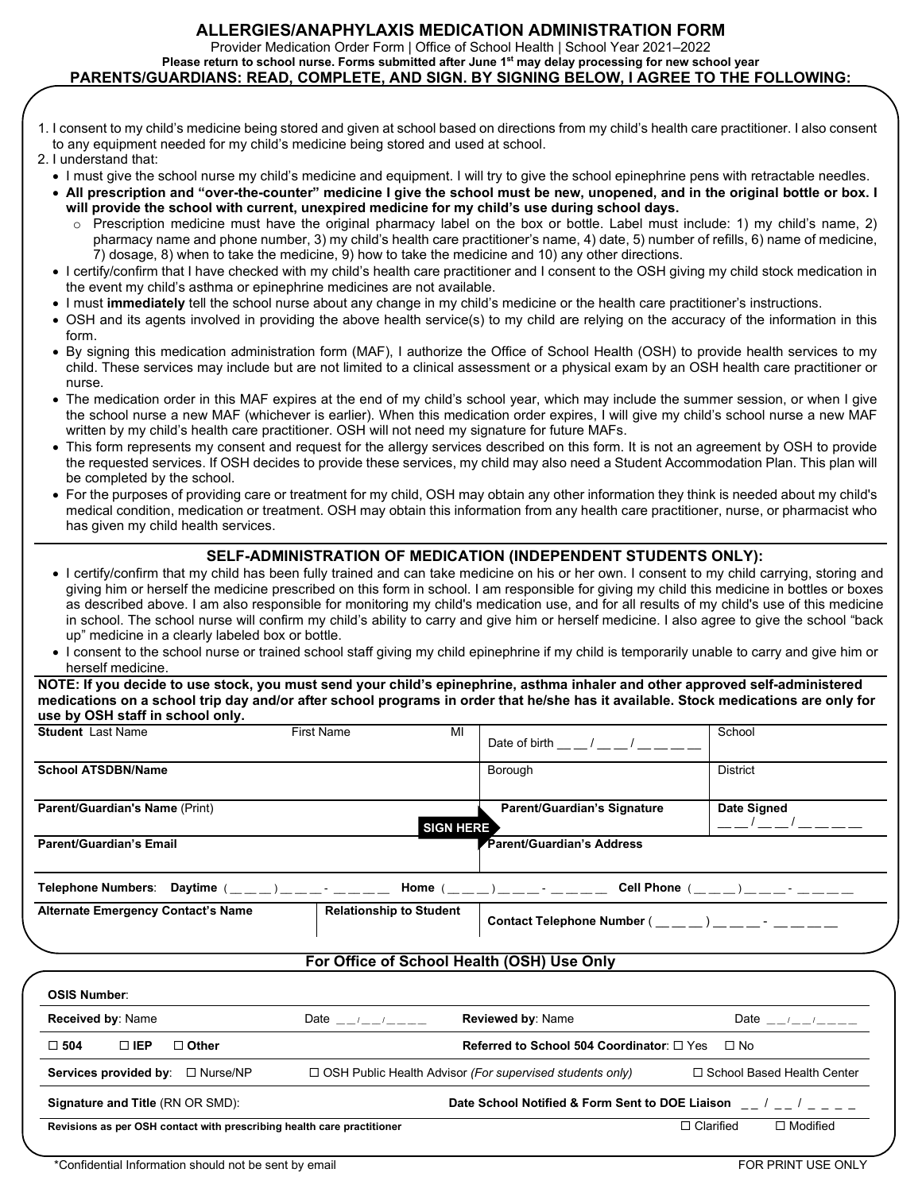# ALLERGIES/ANAPHYLAXIS MEDICATION ADMINISTRATION FORM

Provider Medication Order Form | Office of School Health | School Year 2021–2022

**Please return to school nurse. Forms submitted after June 1st may delay processing for new school year**

**PARENTS/GUARDIANS: READ, COMPLETE, AND SIGN. BY SIGNING BELOW, I AGREE TO THE FOLLOWING:**

1. I consent to my child's medicine being stored and given at school based on directions from my child's health care practitioner. I also consent to any equipment needed for my child's medicine being stored and used at school.
2. I understand that:
   - I must give the school nurse my child's medicine and equipment. I will try to give the school epinephrine pens with retractable needles.
   - **All prescription and "over-the-counter" medicine I give the school must be new, unopened, and in the original bottle or box. I will provide the school with current, unexpired medicine for my child's use during school days.**
     - Prescription medicine must have the original pharmacy label on the box or bottle. Label must include: 1) my child's name, 2) pharmacy name and phone number, 3) my child's health care practitioner's name, 4) date, 5) number of refills, 6) name of medicine, 7) dosage, 8) when to take the medicine, 9) how to take the medicine and 10) any other directions.
   - I certify/confirm that I have checked with my child's health care practitioner and I consent to the OSH giving my child stock medication in the event my child's asthma or epinephrine medicines are not available.
   - I must **immediately** tell the school nurse about any change in my child's medicine or the health care practitioner's instructions.
   - OSH and its agents involved in providing the above health service(s) to my child are relying on the accuracy of the information in this form.
   - By signing this medication administration form (MAF), I authorize the Office of School Health (OSH) to provide health services to my child. These services may include but are not limited to a clinical assessment or a physical exam by an OSH health care practitioner or nurse.
   - The medication order in this MAF expires at the end of my child's school year, which may include the summer session, or when I give the school nurse a new MAF (whichever is earlier). When this medication order expires, I will give my child's school nurse a new MAF written by my child's health care practitioner. OSH will not need my signature for future MAFs.
   - This form represents my consent and request for the allergy services described on this form. It is not an agreement by OSH to provide the requested services. If OSH decides to provide these services, my child may also need a Student Accommodation Plan. This plan will be completed by the school.
   - For the purposes of providing care or treatment for my child, OSH may obtain any other information they think is needed about my child's medical condition, medication or treatment. OSH may obtain this information from any health care practitioner, nurse, or pharmacist who has given my child health services.

## SELF-ADMINISTRATION OF MEDICATION (INDEPENDENT STUDENTS ONLY):

- I certify/confirm that my child has been fully trained and can take medicine on his or her own. I consent to my child carrying, storing and giving him or herself the medicine prescribed on this form in school. I am responsible for giving my child this medicine in bottles or boxes as described above. I am also responsible for monitoring my child's medication use, and for all results of my child's use of this medicine in school. The school nurse will confirm my child's ability to carry and give him or herself medicine. I also agree to give the school "back up" medicine in a clearly labeled box or bottle.
- I consent to the school nurse or trained school staff giving my child epinephrine if my child is temporarily unable to carry and give him or herself medicine.

**NOTE: If you decide to use stock, you must send your child's epinephrine, asthma inhaler and other approved self-administered medications on a school trip day and/or after school programs in order that he/she has it available. Stock medications are only for use by OSH staff in school only.**

| | | | | |
|---|---|---|---|---|
| **Student** Last Name | First Name | MI | Date of birth __ __ / __ __ / __ __ __ __ | School |
| **School ATSDBN/Name** | | | Borough | District |
| **Parent/Guardian's Name** (Print) | | **SIGN HERE** | **Parent/Guardian's Signature** | **Date Signed** __ __ / __ __ / __ __ __ __ |
| **Parent/Guardian's Email** | | | **Parent/Guardian's Address** | |
| **Telephone Numbers**: **Daytime** ( __ __ __ ) __ __ __ - __ __ __ __ | **Home** ( __ __ __ ) __ __ __ - __ __ __ __ | | **Cell Phone** ( __ __ __ ) __ __ __ - __ __ __ __ | |
| **Alternate Emergency Contact's Name** | **Relationship to Student** | | **Contact Telephone Number** ( __ __ __ ) __ __ __ - __ __ __ __ | |

## For Office of School Health (OSH) Use Only

| | | | |
|---|---|---|---|
| **OSIS Number**: | | | |
| **Received by**: Name | Date __ / __ / __ __ __ __ | **Reviewed by**: Name | Date __ / __ / __ __ __ __ |
| ☐ 504 ☐ IEP ☐ Other | | **Referred to School 504 Coordinator**: ☐ Yes ☐ No | |
| **Services provided by**: ☐ Nurse/NP | ☐ OSH Public Health Advisor *(For supervised students only)* | | ☐ School Based Health Center |
| **Signature and Title** (RN OR SMD): | | **Date School Notified & Form Sent to DOE Liaison** __ / __ / __ __ __ __ | |
| **Revisions as per OSH contact with prescribing health care practitioner** | | ☐ Clarified | ☐ Modified |

*Confidential Information should not be sent by email

FOR PRINT USE ONLY